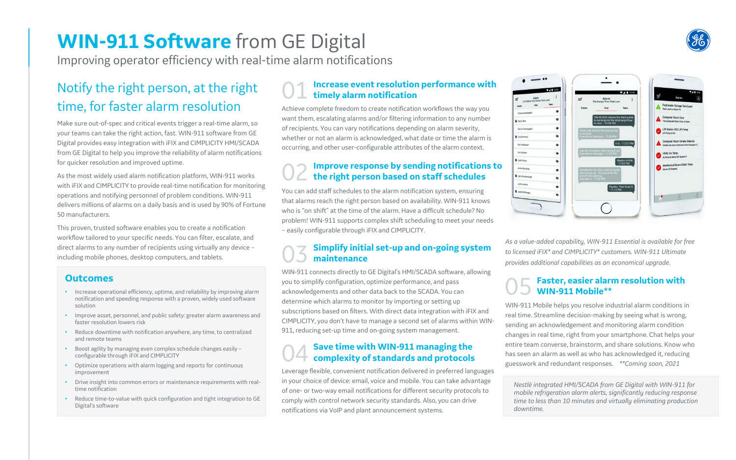# WIN-911 Software from GE Digital

Improving operator efficiency with real-time alarm notifications

## Notify the right person, at the right time, for faster alarm resolution

Make sure out-of-spec and critical events trigger a real-time alarm, so your teams can take the right action, fast. WIN-911 software from GE Digital provides easy integration with iFIX and CIMPLICITY HMI/SCADA from GE Digital to help you improve the reliability of alarm notifications for quicker resolution and improved uptime.

As the most widely used alarm notification platform, WIN-911 works with iFIX and CIMPLICITY to provide real-time notification for monitoring operations and notifying personnel of problem conditions. WIN-911 delivers millions of alarms on a daily basis and is used by 90% of Fortune 50 manufacturers.

This proven, trusted software enables you to create a notification workflow tailored to your specific needs. You can filter, escalate, and direct alarms to any number of recipients using virtually any device – including mobile phones, desktop computers, and tablets.

### Outcomes

- Increase operational efficiency, uptime, and reliability by improving alarm notification and speeding response with a proven, widely used software solution
- Improve asset, personnel, and public safety: greater alarm awareness and faster resolution lowers risk
- Reduce downtime with notification anywhere, any time, to centralized and remote teams
- Boost agility by managing even complex schedule changes easily – configurable through iFIX and CIMPLICITY
- Optimize operations with alarm logging and reports for continuous improvement
- Drive insight into common errors or maintenance requirements with real-time notification
- Reduce time-to-value with quick configuration and tight integration to GE Digital's software

### 01 Increase event resolution performance with timely alarm notification

Achieve complete freedom to create notification workflows the way you want them, escalating alarms and/or filtering information to any number of recipients. You can vary notifications depending on alarm severity, whether or not an alarm is acknowledged, what date or time the alarm is occurring, and other user-configurable attributes of the alarm context.

### 02 Improve response by sending notifications to the right person based on staff schedules

You can add staff schedules to the alarm notification system, ensuring that alarms reach the right person based on availability. WIN-911 knows who is "on shift" at the time of the alarm. Have a difficult schedule? No problem! WIN-911 supports complex shift scheduling to meet your needs – easily configurable through iFIX and CIMPLICITY.

### 03 Simplify initial set-up and on-going system maintenance

WIN-911 connects directly to GE Digital's HMI/SCADA software, allowing you to simplify configuration, optimize performance, and pass acknowledgements and other data back to the SCADA. You can determine which alarms to monitor by importing or setting up subscriptions based on filters. With direct data integration with iFIX and CIMPLICITY, you don't have to manage a second set of alarms within WIN-911, reducing set-up time and on-going system management.

### 04 Save time with WIN-911 managing the complexity of standards and protocols

Leverage flexible, convenient notification delivered in preferred languages in your choice of device: email, voice and mobile. You can take advantage of one- or two-way email notifications for different security protocols to comply with control network security standards. Also, you can drive notifications via VoIP and plant announcement systems.

*As a value-added capability, WIN-911 Essential is available for free to licensed iFIX\* and CIMPLICITY\* customers. WIN-911 Ultimate provides additional capabilities as an economical upgrade.*

### 05 Faster, easier alarm resolution with WIN-911 Mobile**

WIN-911 Mobile helps you resolve industrial alarm conditions in real time. Streamline decision-making by seeing what is wrong, sending an acknowledgement and monitoring alarm condition changes in real time, right from your smartphone. Chat helps your entire team converse, brainstorm, and share solutions. Know who has seen an alarm as well as who has acknowledged it, reducing guesswork and redundant responses. *\*\*Coming soon, 2021*

*Nestlé integrated HMI/SCADA from GE Digital with WIN-911 for mobile refrigeration alarm alerts, significantly reducing response time to less than 10 minutes and virtually eliminating production downtime.*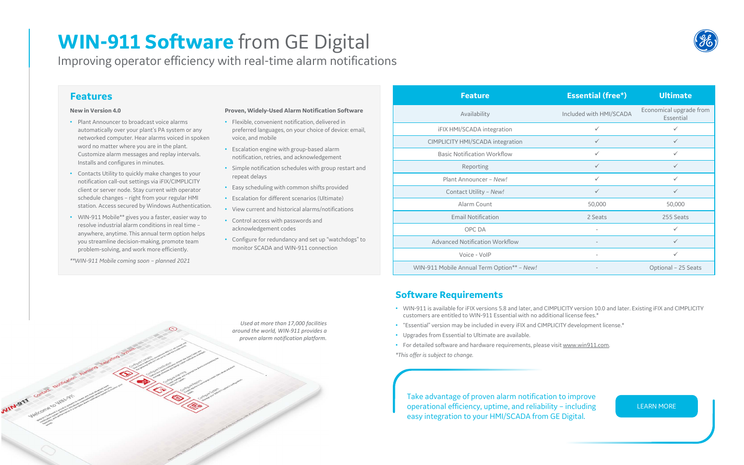# **WIN-911 Software** from GE Digital

Improving operator efficiency with real-time alarm notifications

## Features

**New in Version 4.0**

- Plant Announcer to broadcast voice alarms automatically over your plant's PA system or any networked computer. Hear alarms voiced in spoken word no matter where you are in the plant. Customize alarm messages and replay intervals. Installs and configures in minutes.
- Contacts Utility to quickly make changes to your notification call-out settings via iFIX/CIMPLICITY client or server node. Stay current with operator schedule changes – right from your regular HMI station. Access secured by Windows Authentication.
- WIN-911 Mobile** gives you a faster, easier way to resolve industrial alarm conditions in real time – anywhere, anytime. This annual term option helps you streamline decision-making, promote team problem-solving, and work more efficiently.

*\**WIN-911 Mobile coming soon – planned 2021*

**Proven, Widely-Used Alarm Notification Software**

- Flexible, convenient notification, delivered in preferred languages, on your choice of device: email, voice, and mobile
- Escalation engine with group-based alarm notification, retries, and acknowledgement
- Simple notification schedules with group restart and repeat delays
- Easy scheduling with common shifts provided
- Escalation for different scenarios (Ultimate)
- View current and historical alarms/notifications
- Control access with passwords and acknowledgement codes
- Configure for redundancy and set up "watchdogs" to monitor SCADA and WIN-911 connection

| Feature | Essential (free*) | Ultimate |
|---|---|---|
| Availability | Included with HMI/SCADA | Economical upgrade from Essential |
| iFIX HMI/SCADA integration | ✓ | ✓ |
| CIMPLICITY HMI/SCADA integration | ✓ | ✓ |
| Basic Notification Workflow | ✓ | ✓ |
| Reporting | ✓ | ✓ |
| Plant Announcer – *New!* | ✓ | ✓ |
| Contact Utility – *New!* | ✓ | ✓ |
| Alarm Count | 50,000 | 50,000 |
| Email Notification | 2 Seats | 255 Seats |
| OPC DA | - | ✓ |
| Advanced Notification Workflow | - | ✓ |
| Voice - VoIP | - | ✓ |
| WIN-911 Mobile Annual Term Option** – *New!* | - | Optional – 25 Seats |

*Used at more than 17,000 facilities around the world, WIN-911 provides a proven alarm notification platform.*

## Software Requirements

- WIN-911 is available for iFIX versions 5.8 and later, and CIMPLICITY version 10.0 and later. Existing iFIX and CIMPLICITY customers are entitled to WIN-911 Essential with no additional license fees.*
- "Essential" version may be included in every iFIX and CIMPLICITY development license.*
- Upgrades from Essential to Ultimate are available.
- For detailed software and hardware requirements, please visit www.win911.com.

*\*This offer is subject to change.*

Take advantage of proven alarm notification to improve operational efficiency, uptime, and reliability – including easy integration to your HMI/SCADA from GE Digital.

LEARN MORE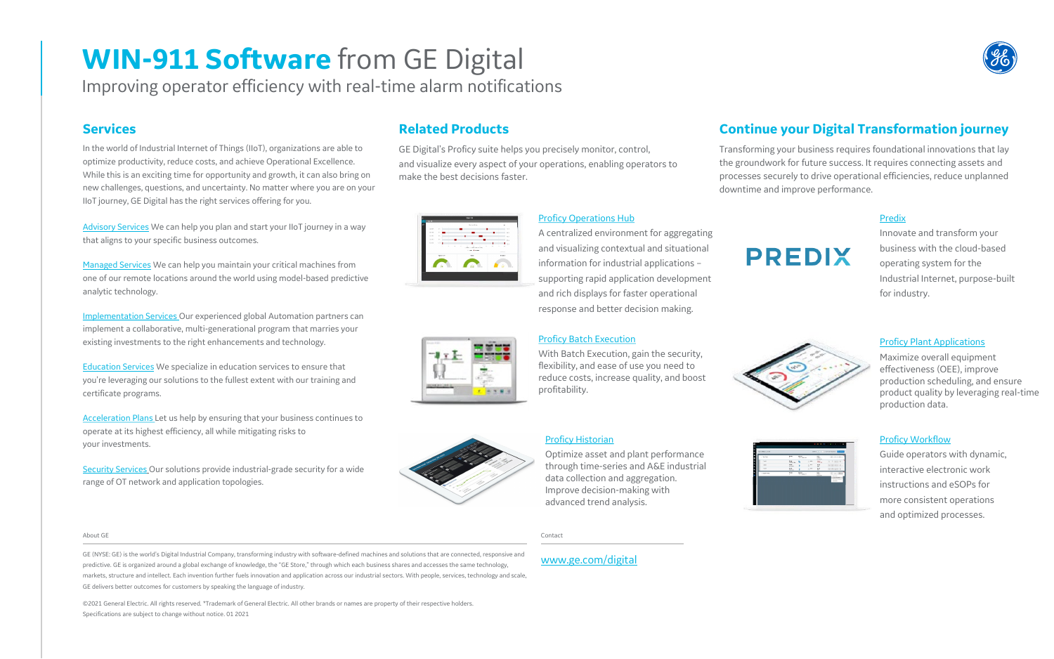# **WIN-911 Software** from GE Digital

Improving operator efficiency with real-time alarm notifications

## Services

In the world of Industrial Internet of Things (IIoT), organizations are able to optimize productivity, reduce costs, and achieve Operational Excellence. While this is an exciting time for opportunity and growth, it can also bring on new challenges, questions, and uncertainty. No matter where you are on your IIoT journey, GE Digital has the right services offering for you.

Advisory Services We can help you plan and start your IIoT journey in a way that aligns to your specific business outcomes.

Managed Services We can help you maintain your critical machines from one of our remote locations around the world using model-based predictive analytic technology.

Implementation Services Our experienced global Automation partners can implement a collaborative, multi-generational program that marries your existing investments to the right enhancements and technology.

Education Services We specialize in education services to ensure that you're leveraging our solutions to the fullest extent with our training and certificate programs.

Acceleration Plans Let us help by ensuring that your business continues to operate at its highest efficiency, all while mitigating risks to your investments.

Security Services Our solutions provide industrial-grade security for a wide range of OT network and application topologies.

## Related Products

GE Digital's Proficy suite helps you precisely monitor, control, and visualize every aspect of your operations, enabling operators to make the best decisions faster.

Proficy Operations Hub
A centralized environment for aggregating and visualizing contextual and situational information for industrial applications – supporting rapid application development and rich displays for faster operational response and better decision making.

Proficy Batch Execution
With Batch Execution, gain the security, flexibility, and ease of use you need to reduce costs, increase quality, and boost profitability.

Proficy Historian
Optimize asset and plant performance through time-series and A&E industrial data collection and aggregation. Improve decision-making with advanced trend analysis.

## Continue your Digital Transformation journey

Transforming your business requires foundational innovations that lay the groundwork for future success. It requires connecting assets and processes securely to drive operational efficiencies, reduce unplanned downtime and improve performance.

Predix
Innovate and transform your business with the cloud-based operating system for the Industrial Internet, purpose-built for industry.

Proficy Plant Applications
Maximize overall equipment effectiveness (OEE), improve production scheduling, and ensure product quality by leveraging real-time production data.

Proficy Workflow
Guide operators with dynamic, interactive electronic work instructions and eSOPs for more consistent operations and optimized processes.

About GE

GE (NYSE: GE) is the world's Digital Industrial Company, transforming industry with software-defined machines and solutions that are connected, responsive and predictive. GE is organized around a global exchange of knowledge, the "GE Store," through which each business shares and accesses the same technology, markets, structure and intellect. Each invention further fuels innovation and application across our industrial sectors. With people, services, technology and scale, GE delivers better outcomes for customers by speaking the language of industry.

©2021 General Electric. All rights reserved. *Trademark of General Electric. All other brands or names are property of their respective holders. Specifications are subject to change without notice. 01 2021

Contact

www.ge.com/digital